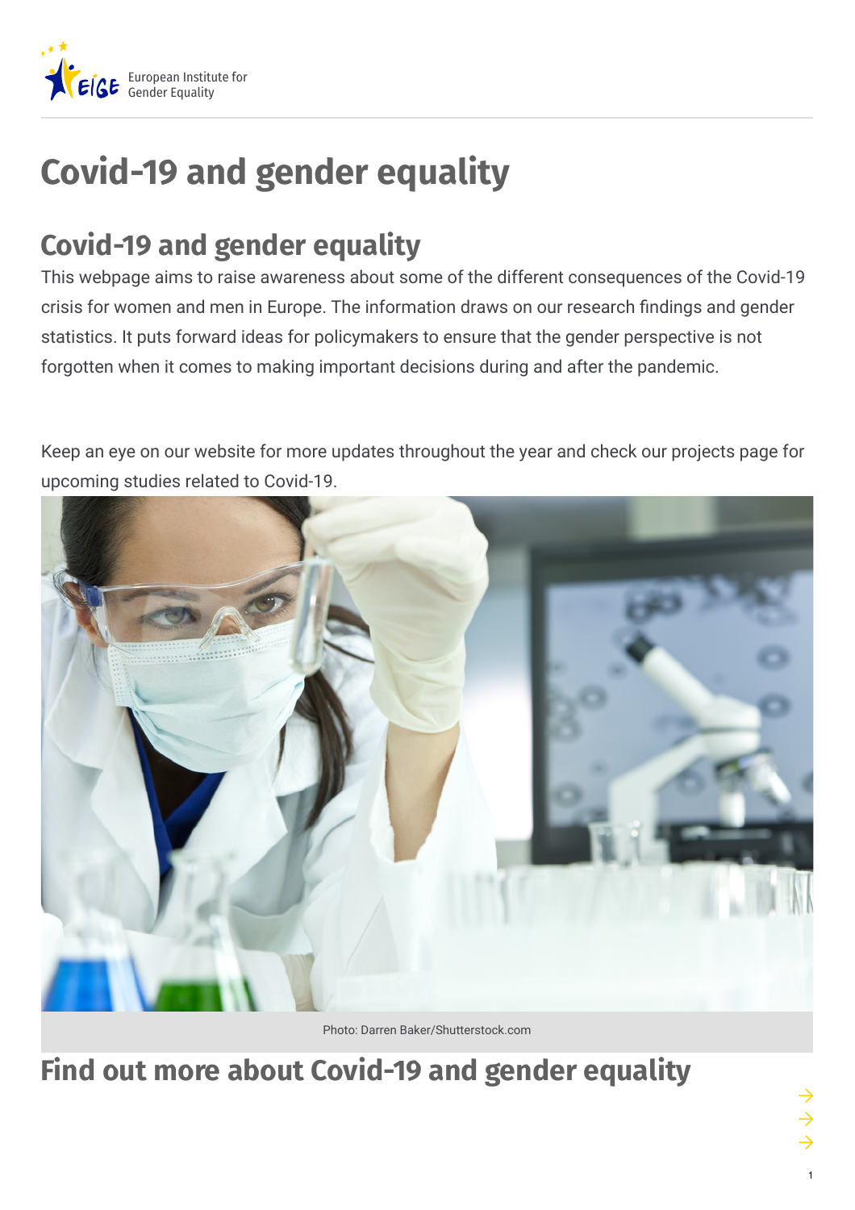European Institute for Gender Equality

# Covid-19 and gender equality

## Covid-19 and gender equality

This webpage aims to raise awareness about some of the different consequences of the Covid-19 crisis for women and men in Europe. The information draws on our research findings and gender statistics. It puts forward ideas for policymakers to ensure that the gender perspective is not forgotten when it comes to making important decisions during and after the pandemic.

Keep an eye on our website for more updates throughout the year and check our projects page for upcoming studies related to Covid-19.

Photo: Darren Baker/Shutterstock.com

## Find out more about Covid-19 and gender equality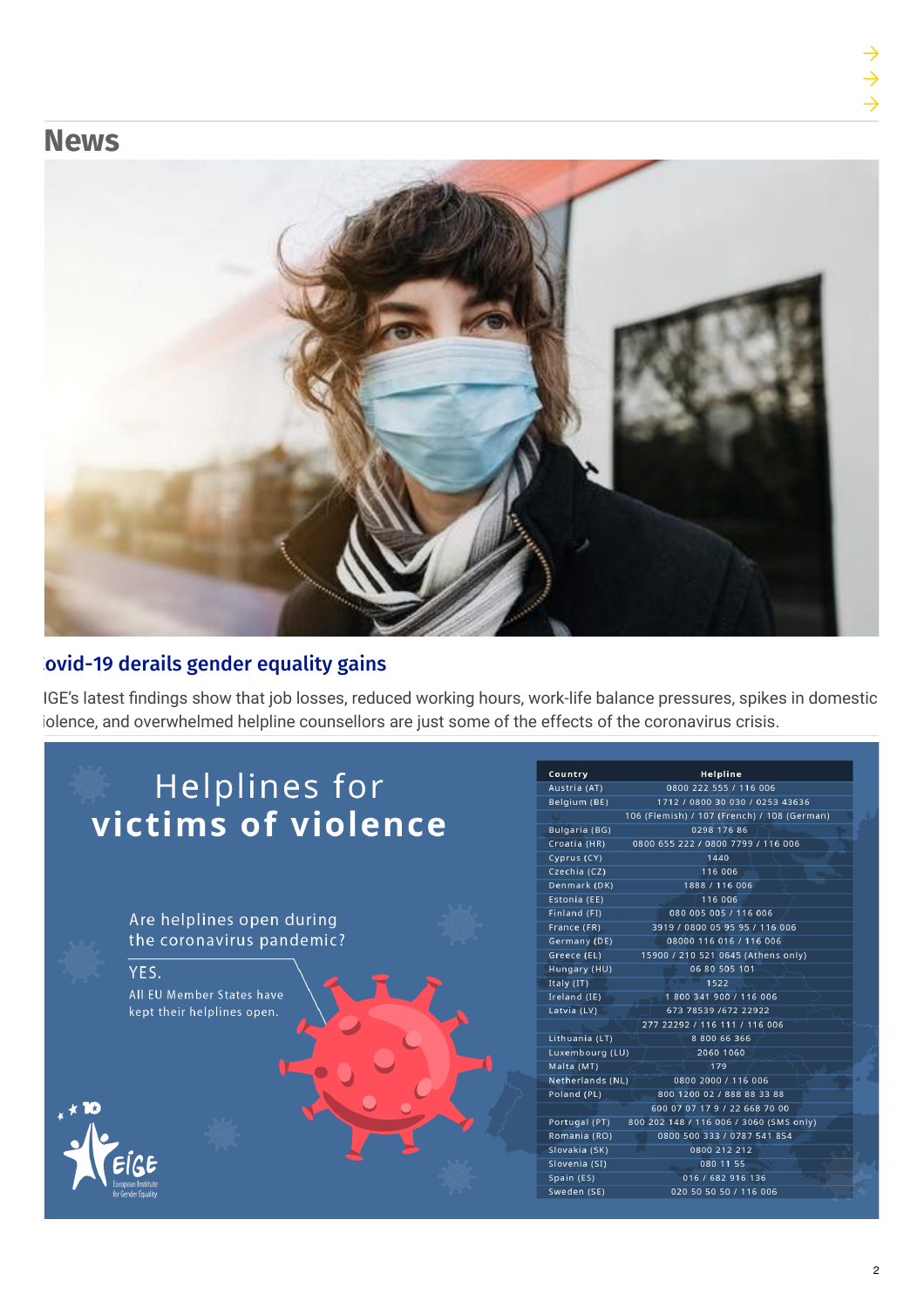# News

## Covid-19 derails gender equality gains

EIGE's latest findings show that job losses, reduced working hours, work-life balance pressures, spikes in domestic violence, and overwhelmed helpline counsellors are just some of the effects of the coronavirus crisis.

# Helplines for victims of violence

Are helplines open during the coronavirus pandemic?

YES.

All EU Member States have kept their helplines open.

| Country | Helpline |
|---|---|
| Austria (AT) | 0800 222 555 / 116 006 |
| Belgium (BE) | 1712 / 0800 30 030 / 0253 43636 |
| | 106 (Flemish) / 107 (French) / 108 (German) |
| Bulgaria (BG) | 0298 176 86 |
| Croatia (HR) | 0800 655 222 / 0800 7799 / 116 006 |
| Cyprus (CY) | 1440 |
| Czechia (CZ) | 116 006 |
| Denmark (DK) | 1888 / 116 006 |
| Estonia (EE) | 116 006 |
| Finland (FI) | 080 005 005 / 116 006 |
| France (FR) | 3919 / 0800 05 95 95 / 116 006 |
| Germany (DE) | 08000 116 016 / 116 006 |
| Greece (EL) | 15900 / 210 521 0645 (Athens only) |
| Hungary (HU) | 06 80 505 101 |
| Italy (IT) | 1522 |
| Ireland (IE) | 1 800 341 900 / 116 006 |
| Latvia (LV) | 673 78539 /672 22922 |
| | 277 22292 / 116 111 / 116 006 |
| Lithuania (LT) | 8 800 66 366 |
| Luxembourg (LU) | 2060 1060 |
| Malta (MT) | 179 |
| Netherlands (NL) | 0800 2000 / 116 006 |
| Poland (PL) | 800 1200 02 / 888 88 33 88 |
| | 600 07 07 17 9 / 22 668 70 00 |
| Portugal (PT) | 800 202 148 / 116 006 / 3060 (SMS only) |
| Romania (RO) | 0800 500 333 / 0787 541 854 |
| Slovakia (SK) | 0800 212 212 |
| Slovenia (SI) | 080 11 55 |
| Spain (ES) | 016 / 682 916 136 |
| Sweden (SE) | 020 50 50 50 / 116 006 |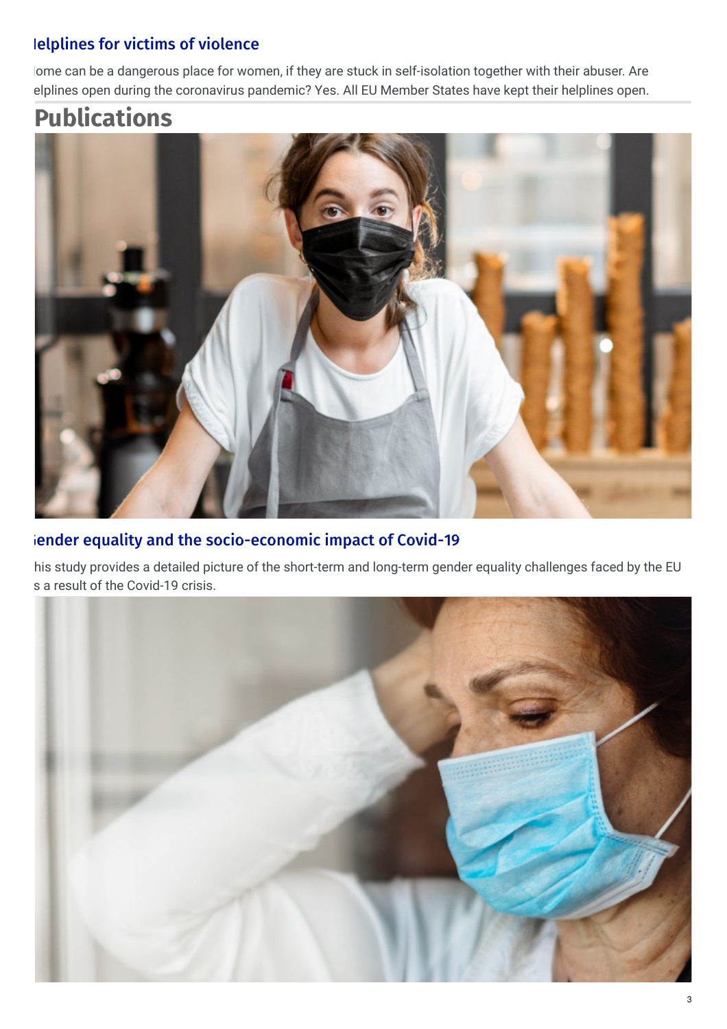### lelplines for victims of violence

lome can be a dangerous place for women, if they are stuck in self-isolation together with their abuser. Are elplines open during the coronavirus pandemic? Yes. All EU Member States have kept their helplines open.

# Publications

### iender equality and the socio-economic impact of Covid-19

his study provides a detailed picture of the short-term and long-term gender equality challenges faced by the EU s a result of the Covid-19 crisis.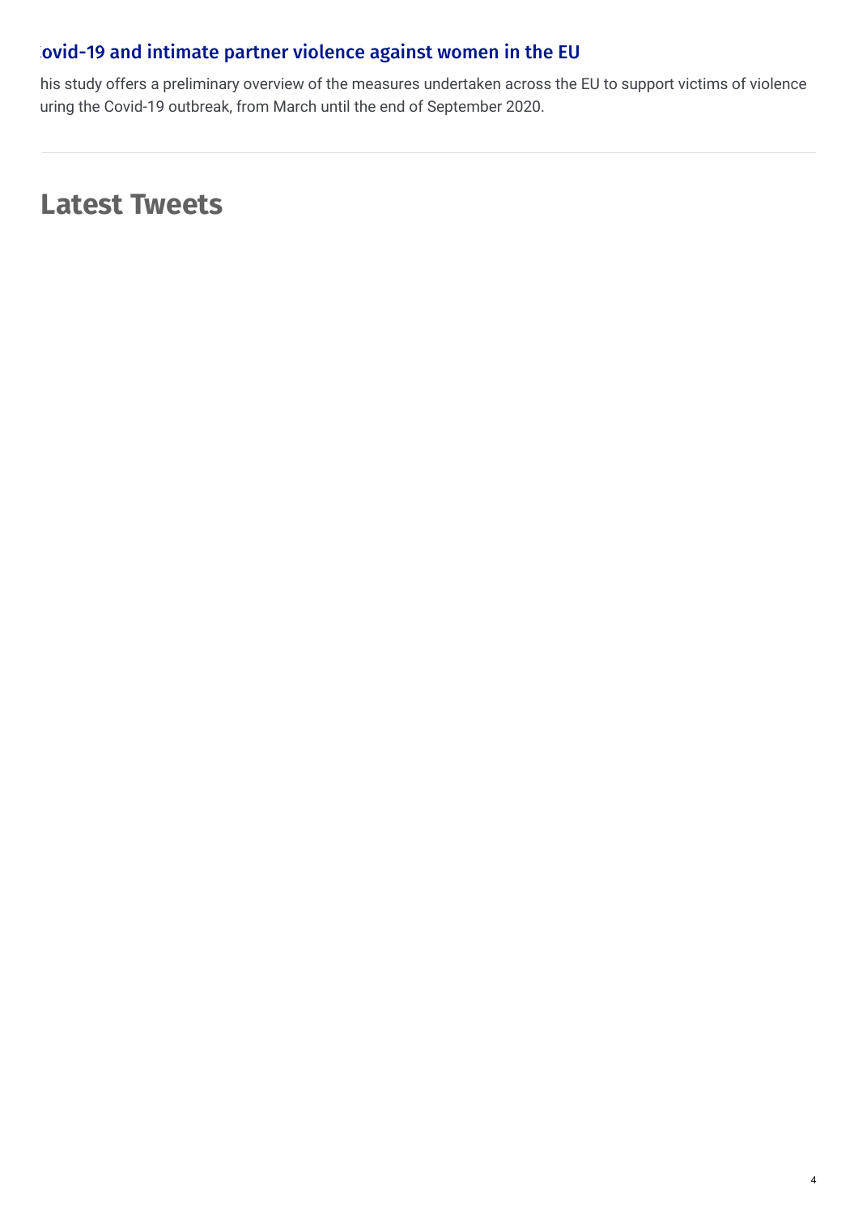### ovid-19 and intimate partner violence against women in the EU

his study offers a preliminary overview of the measures undertaken across the EU to support victims of violence uring the Covid-19 outbreak, from March until the end of September 2020.

---

## Latest Tweets